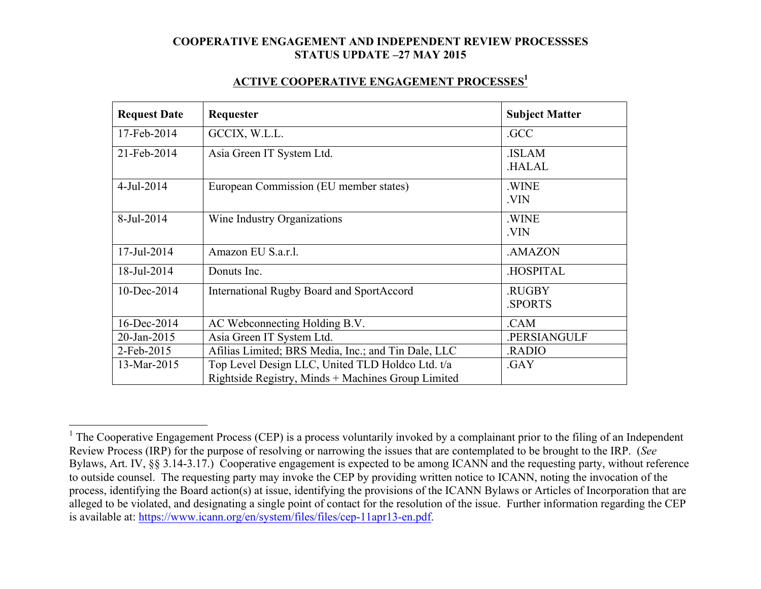# COOPERATIVE ENGAGEMENT AND INDEPENDENT REVIEW PROCESSSES
# STATUS UPDATE –27 MAY 2015

## ACTIVE COOPERATIVE ENGAGEMENT PROCESSES[1]

| Request Date | Requester | Subject Matter |
|---|---|---|
| 17-Feb-2014 | GCCIX, W.L.L. | .GCC |
| 21-Feb-2014 | Asia Green IT System Ltd. | .ISLAM<br>.HALAL |
| 4-Jul-2014 | European Commission (EU member states) | .WINE<br>.VIN |
| 8-Jul-2014 | Wine Industry Organizations | .WINE<br>.VIN |
| 17-Jul-2014 | Amazon EU S.a.r.l. | .AMAZON |
| 18-Jul-2014 | Donuts Inc. | .HOSPITAL |
| 10-Dec-2014 | International Rugby Board and SportAccord | .RUGBY<br>.SPORTS |
| 16-Dec-2014 | AC Webconnecting Holding B.V. | .CAM |
| 20-Jan-2015 | Asia Green IT System Ltd. | .PERSIANGULF |
| 2-Feb-2015 | Afilias Limited; BRS Media, Inc.; and Tin Dale, LLC | .RADIO |
| 13-Mar-2015 | Top Level Design LLC, United TLD Holdco Ltd. t/a Rightside Registry, Minds + Machines Group Limited | .GAY |

[1] The Cooperative Engagement Process (CEP) is a process voluntarily invoked by a complainant prior to the filing of an Independent Review Process (IRP) for the purpose of resolving or narrowing the issues that are contemplated to be brought to the IRP. (*See* Bylaws, Art. IV, §§ 3.14-3.17.) Cooperative engagement is expected to be among ICANN and the requesting party, without reference to outside counsel. The requesting party may invoke the CEP by providing written notice to ICANN, noting the invocation of the process, identifying the Board action(s) at issue, identifying the provisions of the ICANN Bylaws or Articles of Incorporation that are alleged to be violated, and designating a single point of contact for the resolution of the issue. Further information regarding the CEP is available at: https://www.icann.org/en/system/files/files/cep-11apr13-en.pdf.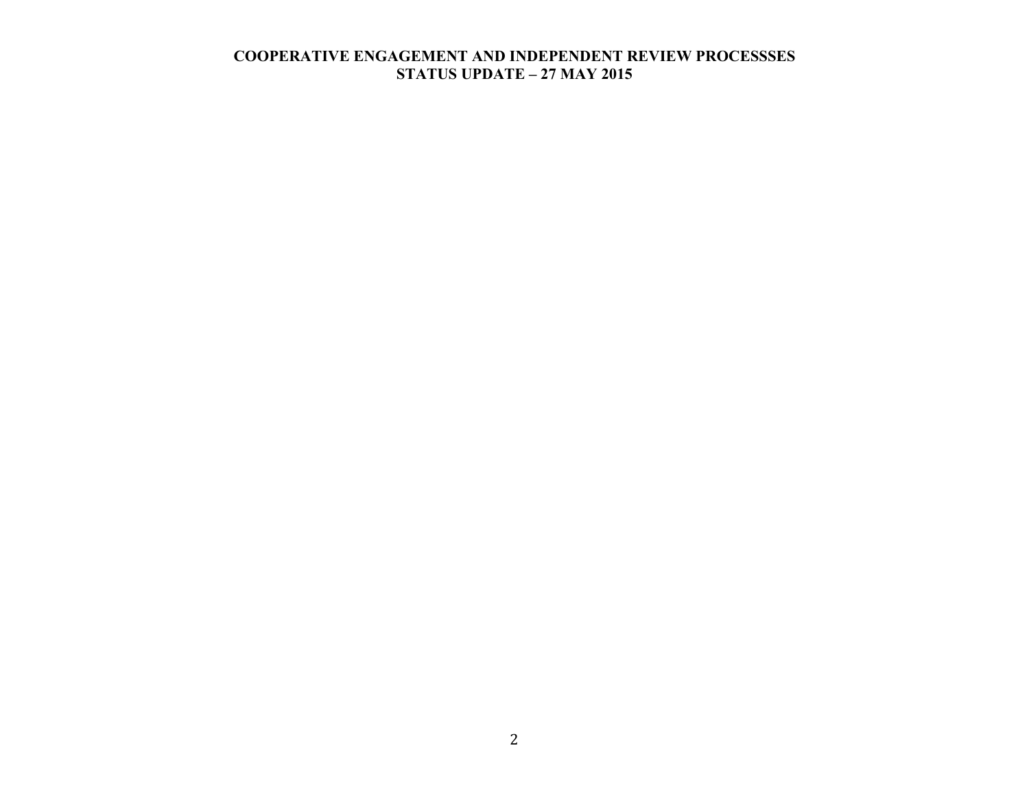**COOPERATIVE ENGAGEMENT AND INDEPENDENT REVIEW PROCESSSES**
**STATUS UPDATE – 27 MAY 2015**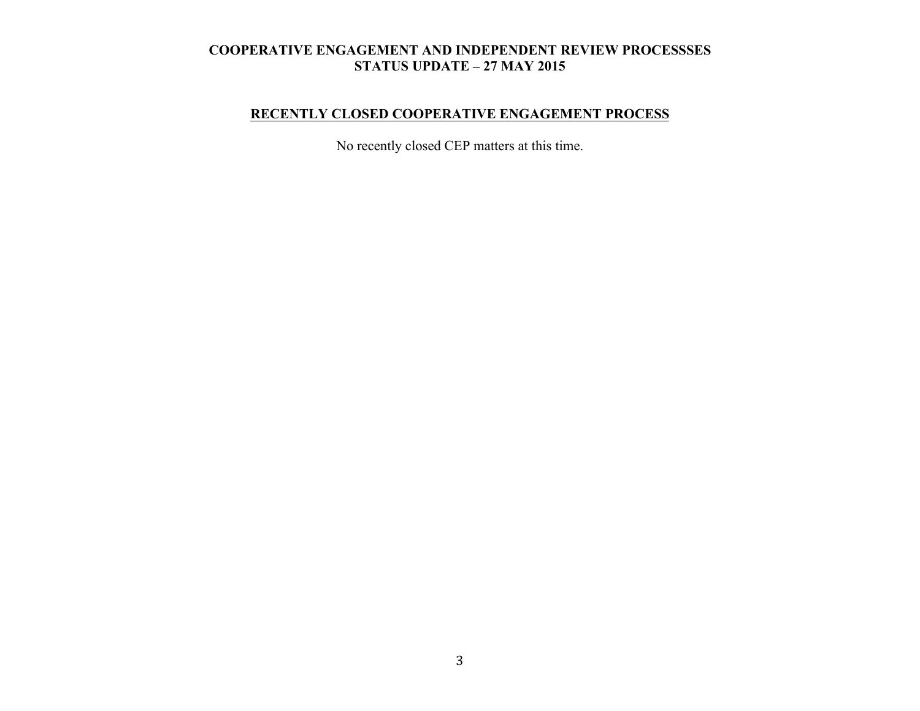**COOPERATIVE ENGAGEMENT AND INDEPENDENT REVIEW PROCESSSES**
**STATUS UPDATE – 27 MAY 2015**

## RECENTLY CLOSED COOPERATIVE ENGAGEMENT PROCESS

No recently closed CEP matters at this time.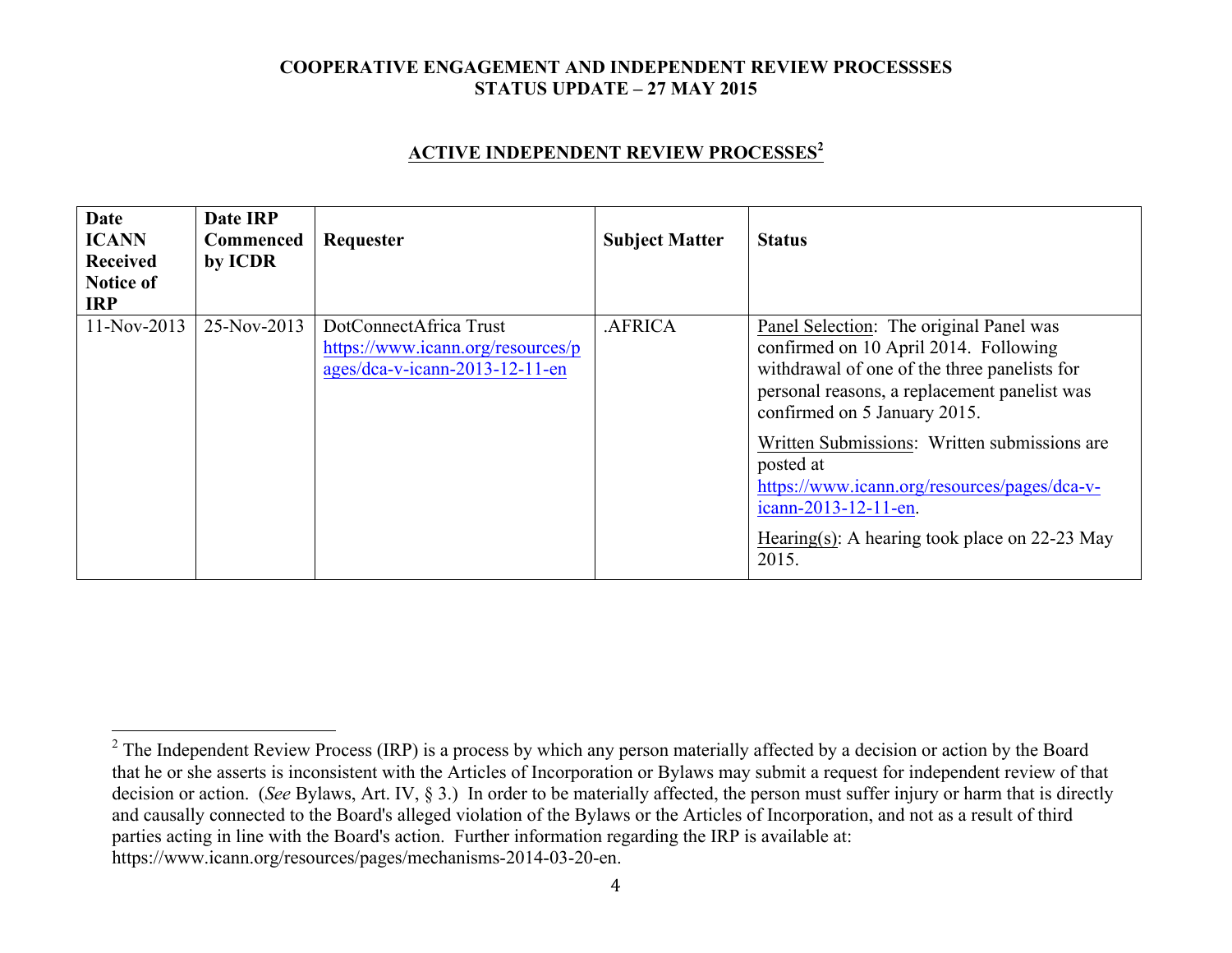## ACTIVE INDEPENDENT REVIEW PROCESSES[2]

| Date ICANN Received Notice of IRP | Date IRP Commenced by ICDR | Requester | Subject Matter | Status |
|---|---|---|---|---|
| 11-Nov-2013 | 25-Nov-2013 | DotConnectAfrica Trust https://www.icann.org/resources/pages/dca-v-icann-2013-12-11-en | .AFRICA | Panel Selection: The original Panel was confirmed on 10 April 2014. Following withdrawal of one of the three panelists for personal reasons, a replacement panelist was confirmed on 5 January 2015.<br><br>Written Submissions: Written submissions are posted at https://www.icann.org/resources/pages/dca-v-icann-2013-12-11-en.<br><br>Hearing(s): A hearing took place on 22-23 May 2015. |

[2] The Independent Review Process (IRP) is a process by which any person materially affected by a decision or action by the Board that he or she asserts is inconsistent with the Articles of Incorporation or Bylaws may submit a request for independent review of that decision or action. (*See* Bylaws, Art. IV, § 3.) In order to be materially affected, the person must suffer injury or harm that is directly and causally connected to the Board's alleged violation of the Bylaws or the Articles of Incorporation, and not as a result of third parties acting in line with the Board's action. Further information regarding the IRP is available at: https://www.icann.org/resources/pages/mechanisms-2014-03-20-en.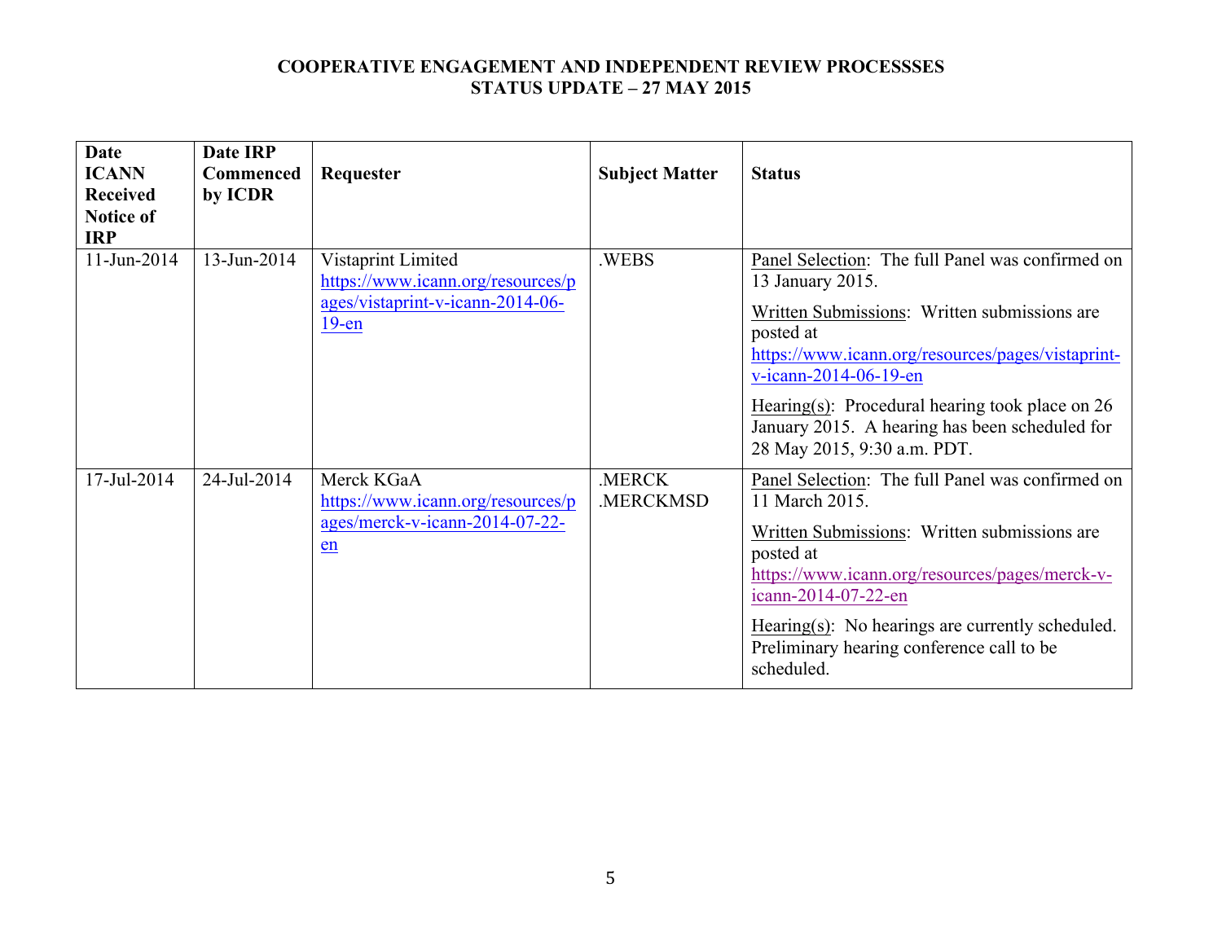**COOPERATIVE ENGAGEMENT AND INDEPENDENT REVIEW PROCESSSES**
**STATUS UPDATE – 27 MAY 2015**

| Date ICANN Received Notice of IRP | Date IRP Commenced by ICDR | Requester | Subject Matter | Status |
|---|---|---|---|---|
| 11-Jun-2014 | 13-Jun-2014 | Vistaprint Limited https://www.icann.org/resources/pages/vistaprint-v-icann-2014-06-19-en | .WEBS | Panel Selection: The full Panel was confirmed on 13 January 2015. Written Submissions: Written submissions are posted at https://www.icann.org/resources/pages/vistaprint-v-icann-2014-06-19-en Hearing(s): Procedural hearing took place on 26 January 2015. A hearing has been scheduled for 28 May 2015, 9:30 a.m. PDT. |
| 17-Jul-2014 | 24-Jul-2014 | Merck KGaA https://www.icann.org/resources/pages/merck-v-icann-2014-07-22-en | .MERCK .MERCKMSD | Panel Selection: The full Panel was confirmed on 11 March 2015. Written Submissions: Written submissions are posted at https://www.icann.org/resources/pages/merck-v-icann-2014-07-22-en Hearing(s): No hearings are currently scheduled. Preliminary hearing conference call to be scheduled. |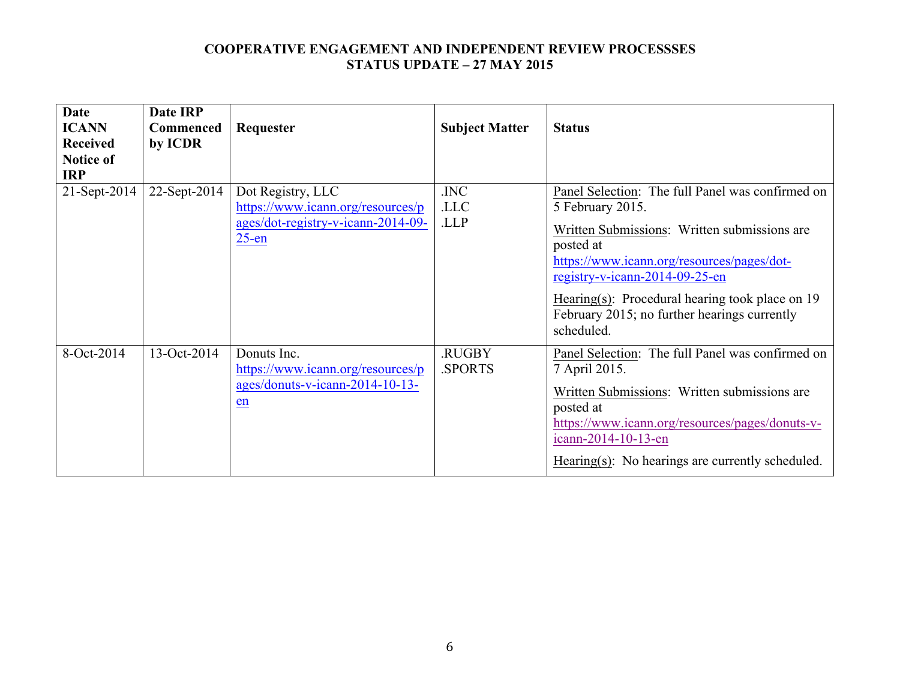**COOPERATIVE ENGAGEMENT AND INDEPENDENT REVIEW PROCESSSES**
**STATUS UPDATE – 27 MAY 2015**

| Date ICANN Received Notice of IRP | Date IRP Commenced by ICDR | Requester | Subject Matter | Status |
|---|---|---|---|---|
| 21-Sept-2014 | 22-Sept-2014 | Dot Registry, LLC https://www.icann.org/resources/pages/dot-registry-v-icann-2014-09-25-en | .INC<br>.LLC<br>.LLP | Panel Selection: The full Panel was confirmed on 5 February 2015.<br><br>Written Submissions: Written submissions are posted at https://www.icann.org/resources/pages/dot-registry-v-icann-2014-09-25-en<br><br>Hearing(s): Procedural hearing took place on 19 February 2015; no further hearings currently scheduled. |
| 8-Oct-2014 | 13-Oct-2014 | Donuts Inc. https://www.icann.org/resources/pages/donuts-v-icann-2014-10-13-en | .RUGBY<br>.SPORTS | Panel Selection: The full Panel was confirmed on 7 April 2015.<br><br>Written Submissions: Written submissions are posted at https://www.icann.org/resources/pages/donuts-v-icann-2014-10-13-en<br><br>Hearing(s): No hearings are currently scheduled. |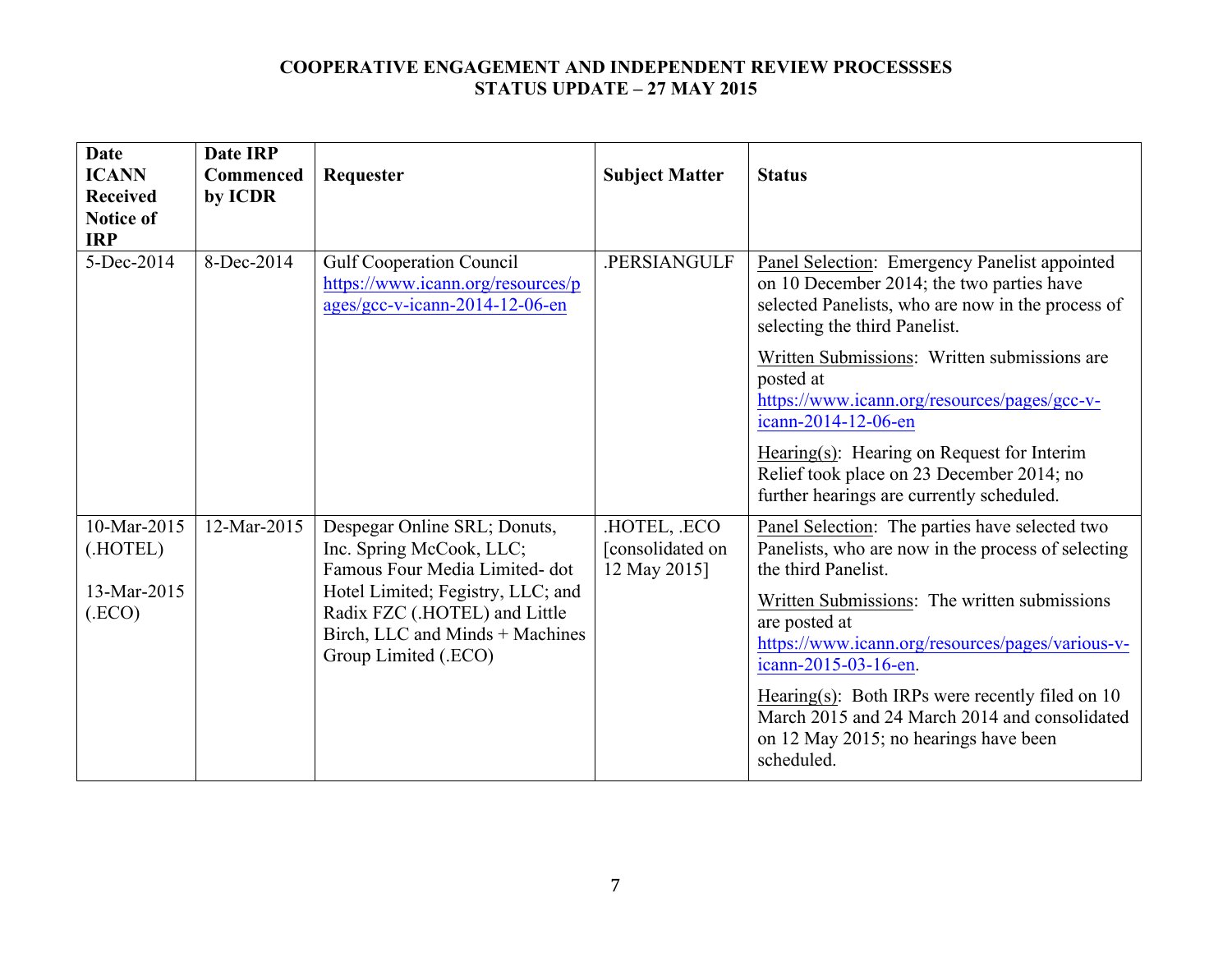**COOPERATIVE ENGAGEMENT AND INDEPENDENT REVIEW PROCESSSES**
**STATUS UPDATE – 27 MAY 2015**

| Date ICANN Received Notice of IRP | Date IRP Commenced by ICDR | Requester | Subject Matter | Status |
|---|---|---|---|---|
| 5-Dec-2014 | 8-Dec-2014 | Gulf Cooperation Council https://www.icann.org/resources/pages/gcc-v-icann-2014-12-06-en | .PERSIANGULF | Panel Selection: Emergency Panelist appointed on 10 December 2014; the two parties have selected Panelists, who are now in the process of selecting the third Panelist.<br><br>Written Submissions: Written submissions are posted at https://www.icann.org/resources/pages/gcc-v-icann-2014-12-06-en<br><br>Hearing(s): Hearing on Request for Interim Relief took place on 23 December 2014; no further hearings are currently scheduled. |
| 10-Mar-2015 (.HOTEL)<br><br>13-Mar-2015 (.ECO) | 12-Mar-2015 | Despegar Online SRL; Donuts, Inc. Spring McCook, LLC; Famous Four Media Limited- dot Hotel Limited; Fegistry, LLC; and Radix FZC (.HOTEL) and Little Birch, LLC and Minds + Machines Group Limited (.ECO) | .HOTEL, .ECO [consolidated on 12 May 2015] | Panel Selection: The parties have selected two Panelists, who are now in the process of selecting the third Panelist.<br><br>Written Submissions: The written submissions are posted at https://www.icann.org/resources/pages/various-v-icann-2015-03-16-en.<br><br>Hearing(s): Both IRPs were recently filed on 10 March 2015 and 24 March 2014 and consolidated on 12 May 2015; no hearings have been scheduled. |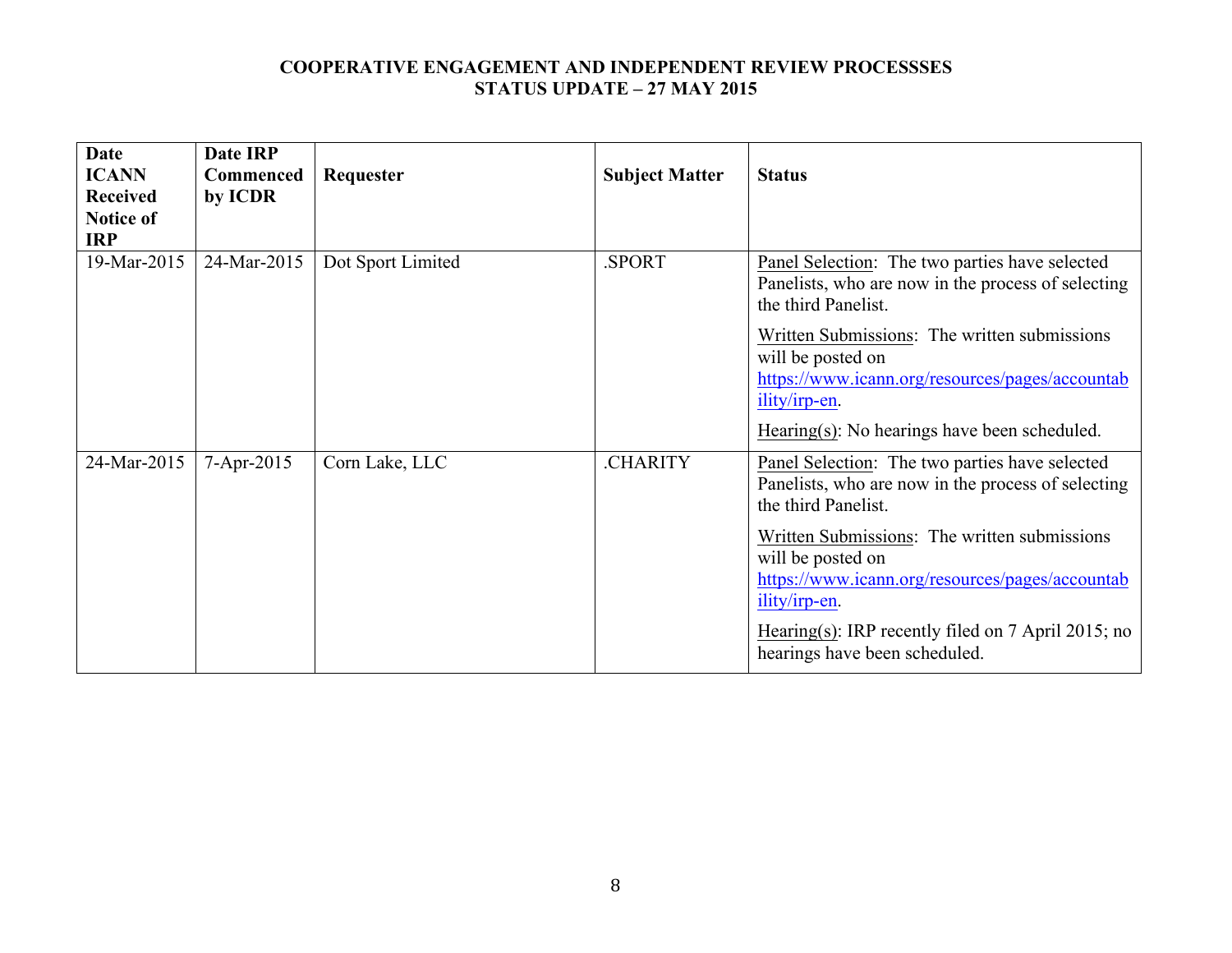**COOPERATIVE ENGAGEMENT AND INDEPENDENT REVIEW PROCESSSES**
**STATUS UPDATE – 27 MAY 2015**

| Date ICANN Received Notice of IRP | Date IRP Commenced by ICDR | Requester | Subject Matter | Status |
|---|---|---|---|---|
| 19-Mar-2015 | 24-Mar-2015 | Dot Sport Limited | .SPORT | Panel Selection: The two parties have selected Panelists, who are now in the process of selecting the third Panelist.<br><br>Written Submissions: The written submissions will be posted on https://www.icann.org/resources/pages/accountability/irp-en.<br><br>Hearing(s): No hearings have been scheduled. |
| 24-Mar-2015 | 7-Apr-2015 | Corn Lake, LLC | .CHARITY | Panel Selection: The two parties have selected Panelists, who are now in the process of selecting the third Panelist.<br><br>Written Submissions: The written submissions will be posted on https://www.icann.org/resources/pages/accountability/irp-en.<br><br>Hearing(s): IRP recently filed on 7 April 2015; no hearings have been scheduled. |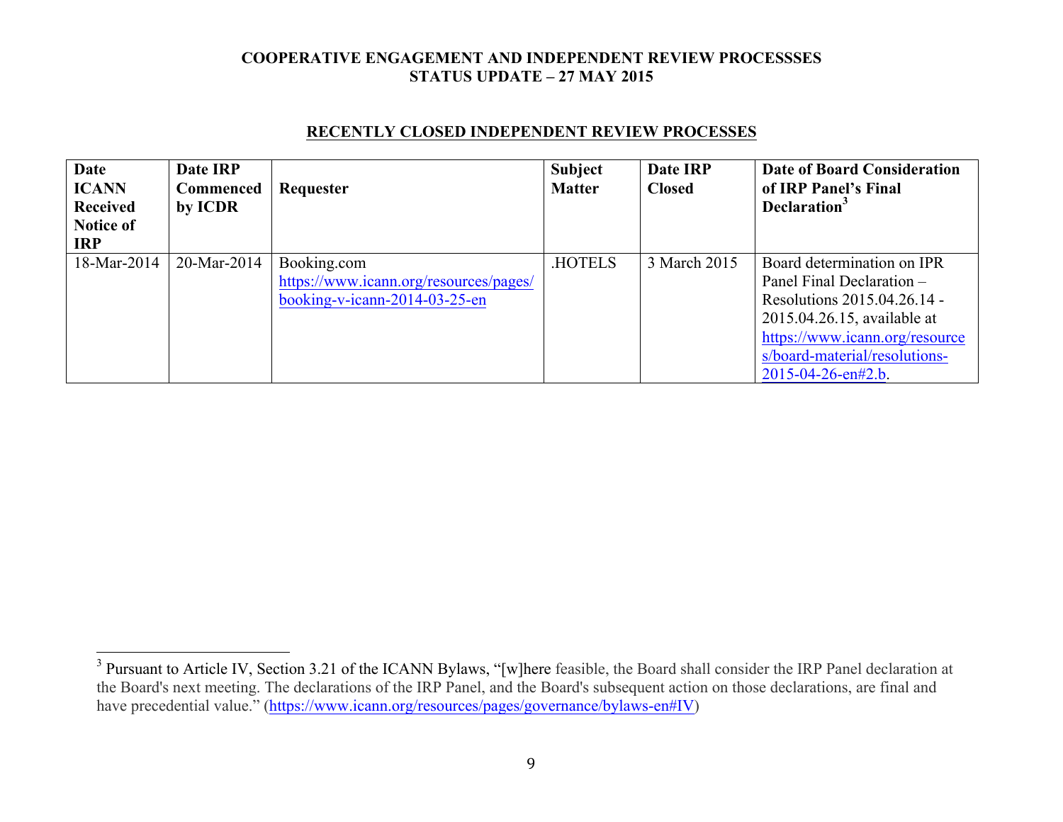**COOPERATIVE ENGAGEMENT AND INDEPENDENT REVIEW PROCESSSES**
**STATUS UPDATE – 27 MAY 2015**

## RECENTLY CLOSED INDEPENDENT REVIEW PROCESSES

| Date ICANN Received Notice of IRP | Date IRP Commenced by ICDR | Requester | Subject Matter | Date IRP Closed | Date of Board Consideration of IRP Panel's Final Declaration[3] |
|---|---|---|---|---|---|
| 18-Mar-2014 | 20-Mar-2014 | Booking.com https://www.icann.org/resources/pages/booking-v-icann-2014-03-25-en | .HOTELS | 3 March 2015 | Board determination on IPR Panel Final Declaration – Resolutions 2015.04.26.14 - 2015.04.26.15, available at https://www.icann.org/resources/board-material/resolutions-2015-04-26-en#2.b. |

[3] Pursuant to Article IV, Section 3.21 of the ICANN Bylaws, "[w]here feasible, the Board shall consider the IRP Panel declaration at the Board's next meeting. The declarations of the IRP Panel, and the Board's subsequent action on those declarations, are final and have precedential value." (https://www.icann.org/resources/pages/governance/bylaws-en#IV)